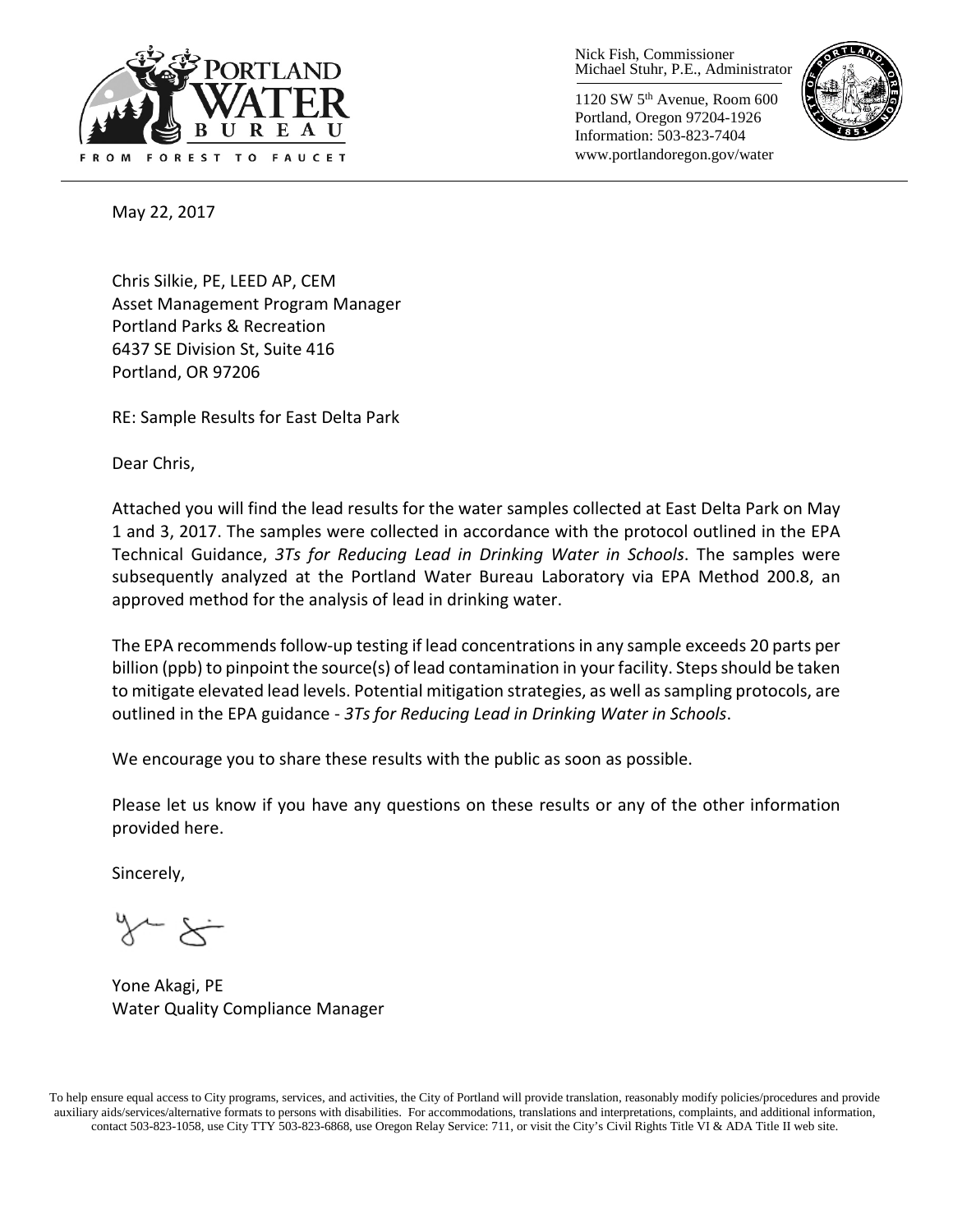PORTLAND WATER BUREAU

FROM FOREST TO FAUCET

Nick Fish, Commissioner
Michael Stuhr, P.E., Administrator

1120 SW 5th Avenue, Room 600
Portland, Oregon 97204-1926
Information: 503-823-7404
www.portlandoregon.gov/water

May 22, 2017

Chris Silkie, PE, LEED AP, CEM
Asset Management Program Manager
Portland Parks & Recreation
6437 SE Division St, Suite 416
Portland, OR 97206

RE: Sample Results for East Delta Park

Dear Chris,

Attached you will find the lead results for the water samples collected at East Delta Park on May 1 and 3, 2017. The samples were collected in accordance with the protocol outlined in the EPA Technical Guidance, *3Ts for Reducing Lead in Drinking Water in Schools*. The samples were subsequently analyzed at the Portland Water Bureau Laboratory via EPA Method 200.8, an approved method for the analysis of lead in drinking water.

The EPA recommends follow-up testing if lead concentrations in any sample exceeds 20 parts per billion (ppb) to pinpoint the source(s) of lead contamination in your facility. Steps should be taken to mitigate elevated lead levels. Potential mitigation strategies, as well as sampling protocols, are outlined in the EPA guidance - *3Ts for Reducing Lead in Drinking Water in Schools*.

We encourage you to share these results with the public as soon as possible.

Please let us know if you have any questions on these results or any of the other information provided here.

Sincerely,

Yone Akagi, PE
Water Quality Compliance Manager

To help ensure equal access to City programs, services, and activities, the City of Portland will provide translation, reasonably modify policies/procedures and provide auxiliary aids/services/alternative formats to persons with disabilities. For accommodations, translations and interpretations, complaints, and additional information, contact 503-823-1058, use City TTY 503-823-6868, use Oregon Relay Service: 711, or visit the City's Civil Rights Title VI & ADA Title II web site.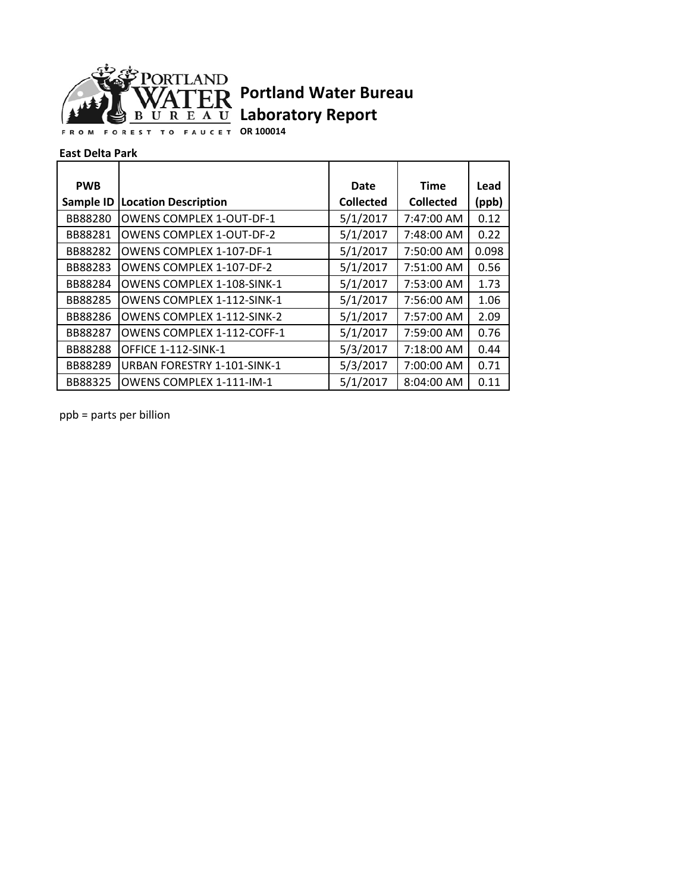# Portland Water Bureau Laboratory Report

**OR 100014**

**East Delta Park**

| PWB Sample ID | Location Description | Date Collected | Time Collected | Lead (ppb) |
|---|---|---|---|---|
| BB88280 | OWENS COMPLEX 1-OUT-DF-1 | 5/1/2017 | 7:47:00 AM | 0.12 |
| BB88281 | OWENS COMPLEX 1-OUT-DF-2 | 5/1/2017 | 7:48:00 AM | 0.22 |
| BB88282 | OWENS COMPLEX 1-107-DF-1 | 5/1/2017 | 7:50:00 AM | 0.098 |
| BB88283 | OWENS COMPLEX 1-107-DF-2 | 5/1/2017 | 7:51:00 AM | 0.56 |
| BB88284 | OWENS COMPLEX 1-108-SINK-1 | 5/1/2017 | 7:53:00 AM | 1.73 |
| BB88285 | OWENS COMPLEX 1-112-SINK-1 | 5/1/2017 | 7:56:00 AM | 1.06 |
| BB88286 | OWENS COMPLEX 1-112-SINK-2 | 5/1/2017 | 7:57:00 AM | 2.09 |
| BB88287 | OWENS COMPLEX 1-112-COFF-1 | 5/1/2017 | 7:59:00 AM | 0.76 |
| BB88288 | OFFICE 1-112-SINK-1 | 5/3/2017 | 7:18:00 AM | 0.44 |
| BB88289 | URBAN FORESTRY 1-101-SINK-1 | 5/3/2017 | 7:00:00 AM | 0.71 |
| BB88325 | OWENS COMPLEX 1-111-IM-1 | 5/1/2017 | 8:04:00 AM | 0.11 |

ppb = parts per billion